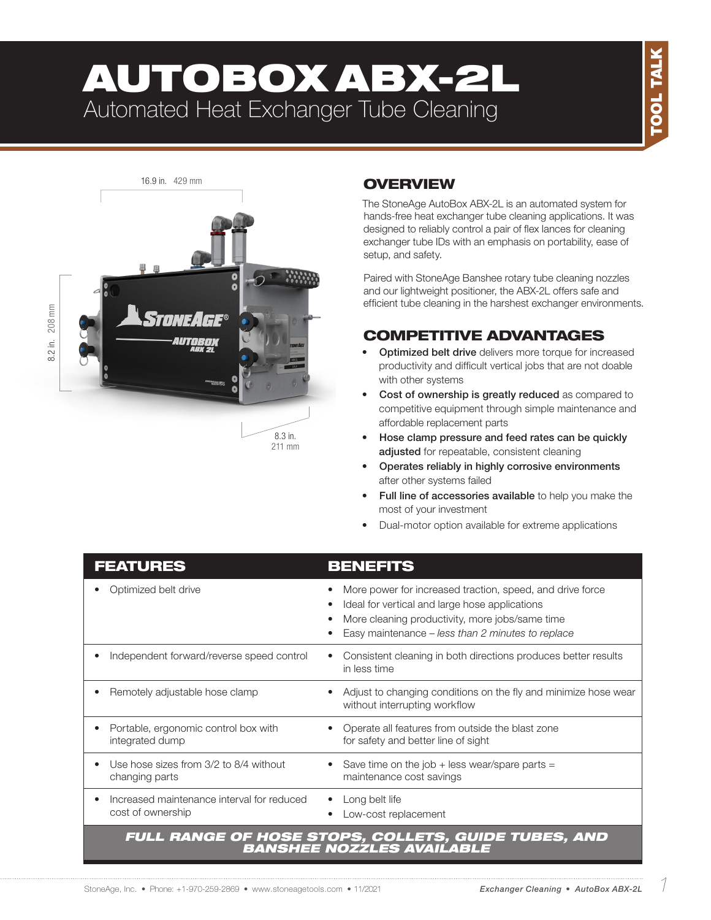# AUTOBOX ABX-2L

## Automated Heat Exchanger Tube Cleaning

TOOL TALK

16.9 in. 429 mm

8.2 in. 208 mm

8.3 in. 211 mm

## OVERVIEW

The StoneAge AutoBox ABX-2L is an automated system for hands-free heat exchanger tube cleaning applications. It was designed to reliably control a pair of flex lances for cleaning exchanger tube IDs with an emphasis on portability, ease of setup, and safety.

Paired with StoneAge Banshee rotary tube cleaning nozzles and our lightweight positioner, the ABX-2L offers safe and efficient tube cleaning in the harshest exchanger environments.

## COMPETITIVE ADVANTAGES

- **Optimized belt drive** delivers more torque for increased productivity and difficult vertical jobs that are not doable with other systems
- **Cost of ownership is greatly reduced** as compared to competitive equipment through simple maintenance and affordable replacement parts
- **Hose clamp pressure and feed rates can be quickly adjusted** for repeatable, consistent cleaning
- **Operates reliably in highly corrosive environments** after other systems failed
- **Full line of accessories available** to help you make the most of your investment
- Dual-motor option available for extreme applications

| FEATURES | BENEFITS |
|---|---|
| • Optimized belt drive | • More power for increased traction, speed, and drive force<br>• Ideal for vertical and large hose applications<br>• More cleaning productivity, more jobs/same time<br>• Easy maintenance – *less than 2 minutes to replace* |
| • Independent forward/reverse speed control | • Consistent cleaning in both directions produces better results in less time |
| • Remotely adjustable hose clamp | • Adjust to changing conditions on the fly and minimize hose wear without interrupting workflow |
| • Portable, ergonomic control box with integrated dump | • Operate all features from outside the blast zone for safety and better line of sight |
| • Use hose sizes from 3/2 to 8/4 without changing parts | • Save time on the job + less wear/spare parts = maintenance cost savings |
| • Increased maintenance interval for reduced cost of ownership | • Long belt life<br>• Low-cost replacement |

***FULL RANGE OF HOSE STOPS, COLLETS, GUIDE TUBES, AND BANSHEE NOZZLES AVAILABLE***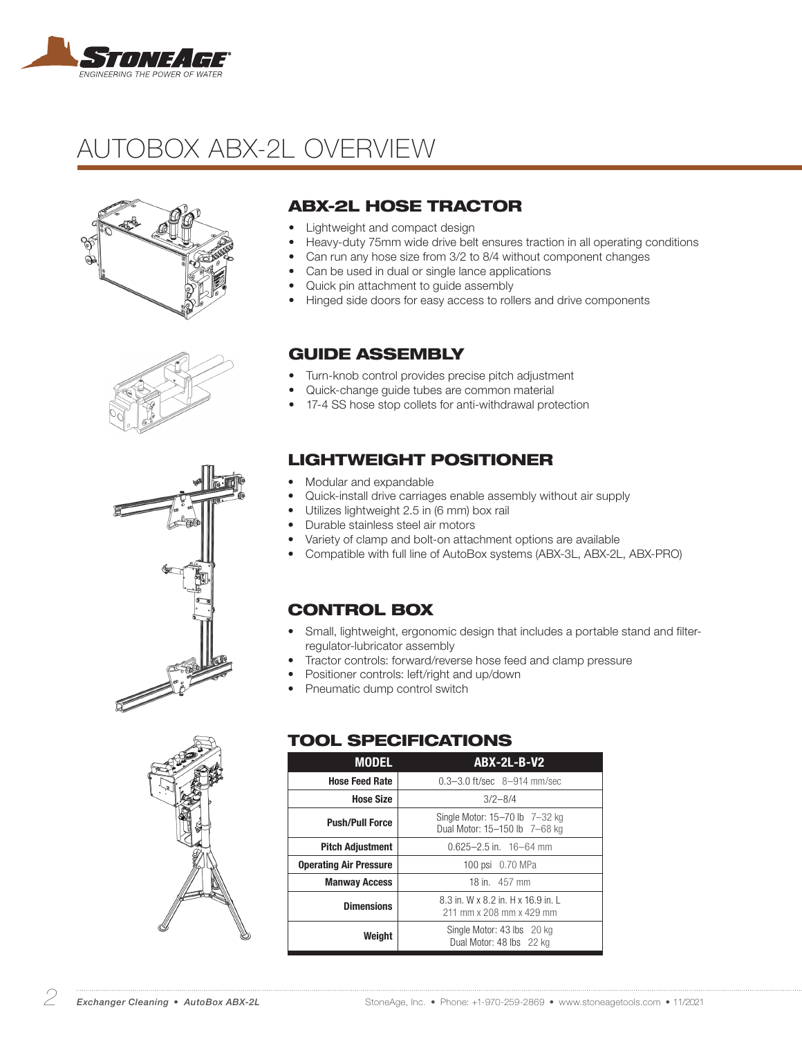# AUTOBOX ABX-2L OVERVIEW

## ABX-2L HOSE TRACTOR

- Lightweight and compact design
- Heavy-duty 75mm wide drive belt ensures traction in all operating conditions
- Can run any hose size from 3/2 to 8/4 without component changes
- Can be used in dual or single lance applications
- Quick pin attachment to guide assembly
- Hinged side doors for easy access to rollers and drive components

## GUIDE ASSEMBLY

- Turn-knob control provides precise pitch adjustment
- Quick-change guide tubes are common material
- 17-4 SS hose stop collets for anti-withdrawal protection

## LIGHTWEIGHT POSITIONER

- Modular and expandable
- Quick-install drive carriages enable assembly without air supply
- Utilizes lightweight 2.5 in (6 mm) box rail
- Durable stainless steel air motors
- Variety of clamp and bolt-on attachment options are available
- Compatible with full line of AutoBox systems (ABX-3L, ABX-2L, ABX-PRO)

## CONTROL BOX

- Small, lightweight, ergonomic design that includes a portable stand and filter-regulator-lubricator assembly
- Tractor controls: forward/reverse hose feed and clamp pressure
- Positioner controls: left/right and up/down
- Pneumatic dump control switch

## TOOL SPECIFICATIONS

| MODEL | ABX-2L-B-V2 |
|---|---|
| Hose Feed Rate | 0.3–3.0 ft/sec 8–914 mm/sec |
| Hose Size | 3/2–8/4 |
| Push/Pull Force | Single Motor: 15–70 lb 7–32 kg<br>Dual Motor: 15–150 lb 7–68 kg |
| Pitch Adjustment | 0.625–2.5 in. 16–64 mm |
| Operating Air Pressure | 100 psi 0.70 MPa |
| Manway Access | 18 in. 457 mm |
| Dimensions | 8.3 in. W x 8.2 in. H x 16.9 in. L<br>211 mm x 208 mm x 429 mm |
| Weight | Single Motor: 43 lbs 20 kg<br>Dual Motor: 48 lbs 22 kg |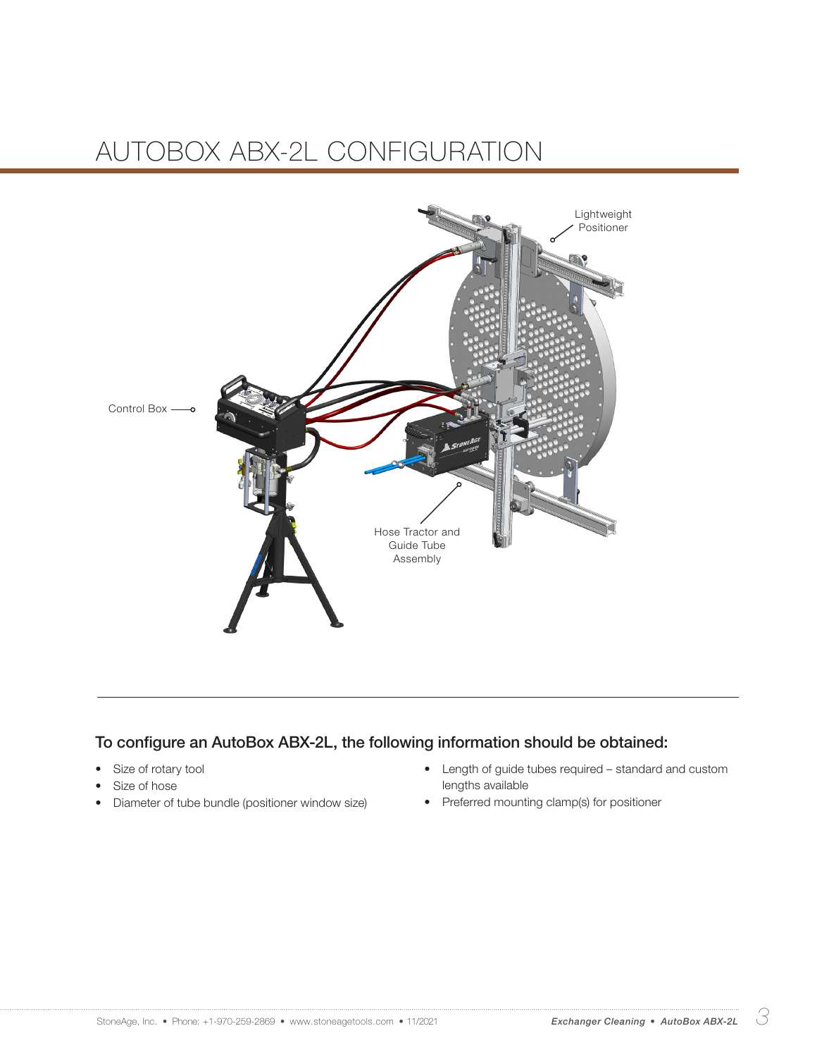# AUTOBOX ABX-2L CONFIGURATION

Lightweight Positioner

Control Box

Hose Tractor and Guide Tube Assembly

### To configure an AutoBox ABX-2L, the following information should be obtained:

- Size of rotary tool
- Size of hose
- Diameter of tube bundle (positioner window size)
- Length of guide tubes required – standard and custom lengths available
- Preferred mounting clamp(s) for positioner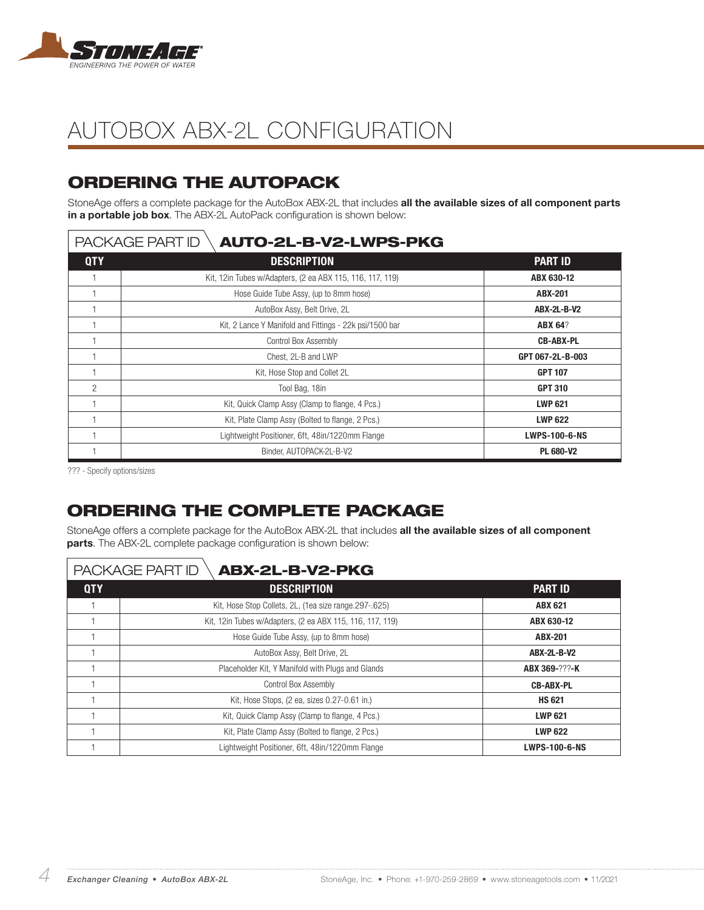# AUTOBOX ABX-2L CONFIGURATION

## ORDERING THE AUTOPACK

StoneAge offers a complete package for the AutoBox ABX-2L that includes **all the available sizes of all component parts in a portable job box**. The ABX-2L AutoPack configuration is shown below:

PACKAGE PART ID **AUTO-2L-B-V2-LWPS-PKG**

| QTY | DESCRIPTION | PART ID |
|---|---|---|
| 1 | Kit, 12in Tubes w/Adapters, (2 ea ABX 115, 116, 117, 119) | **ABX 630-12** |
| 1 | Hose Guide Tube Assy, (up to 8mm hose) | **ABX-201** |
| 1 | AutoBox Assy, Belt Drive, 2L | **ABX-2L-B-V2** |
| 1 | Kit, 2 Lance Y Manifold and Fittings - 22k psi/1500 bar | **ABX 64**? |
| 1 | Control Box Assembly | **CB-ABX-PL** |
| 1 | Chest, 2L-B and LWP | **GPT 067-2L-B-003** |
| 1 | Kit, Hose Stop and Collet 2L | **GPT 107** |
| 2 | Tool Bag, 18in | **GPT 310** |
| 1 | Kit, Quick Clamp Assy (Clamp to flange, 4 Pcs.) | **LWP 621** |
| 1 | Kit, Plate Clamp Assy (Bolted to flange, 2 Pcs.) | **LWP 622** |
| 1 | Lightweight Positioner, 6ft, 48in/1220mm Flange | **LWPS-100-6-NS** |
| 1 | Binder, AUTOPACK-2L-B-V2 | **PL 680-V2** |

??? - Specify options/sizes

## ORDERING THE COMPLETE PACKAGE

StoneAge offers a complete package for the AutoBox ABX-2L that includes **all the available sizes of all component parts**. The ABX-2L complete package configuration is shown below:

PACKAGE PART ID **ABX-2L-B-V2-PKG**

| QTY | DESCRIPTION | PART ID |
|---|---|---|
| 1 | Kit, Hose Stop Collets, 2L, (1ea size range.297-.625) | **ABX 621** |
| 1 | Kit, 12in Tubes w/Adapters, (2 ea ABX 115, 116, 117, 119) | **ABX 630-12** |
| 1 | Hose Guide Tube Assy, (up to 8mm hose) | **ABX-201** |
| 1 | AutoBox Assy, Belt Drive, 2L | **ABX-2L-B-V2** |
| 1 | Placeholder Kit, Y Manifold with Plugs and Glands | **ABX 369-???-K** |
| 1 | Control Box Assembly | **CB-ABX-PL** |
| 1 | Kit, Hose Stops, (2 ea, sizes 0.27-0.61 in.) | **HS 621** |
| 1 | Kit, Quick Clamp Assy (Clamp to flange, 4 Pcs.) | **LWP 621** |
| 1 | Kit, Plate Clamp Assy (Bolted to flange, 2 Pcs.) | **LWP 622** |
| 1 | Lightweight Positioner, 6ft, 48in/1220mm Flange | **LWPS-100-6-NS** |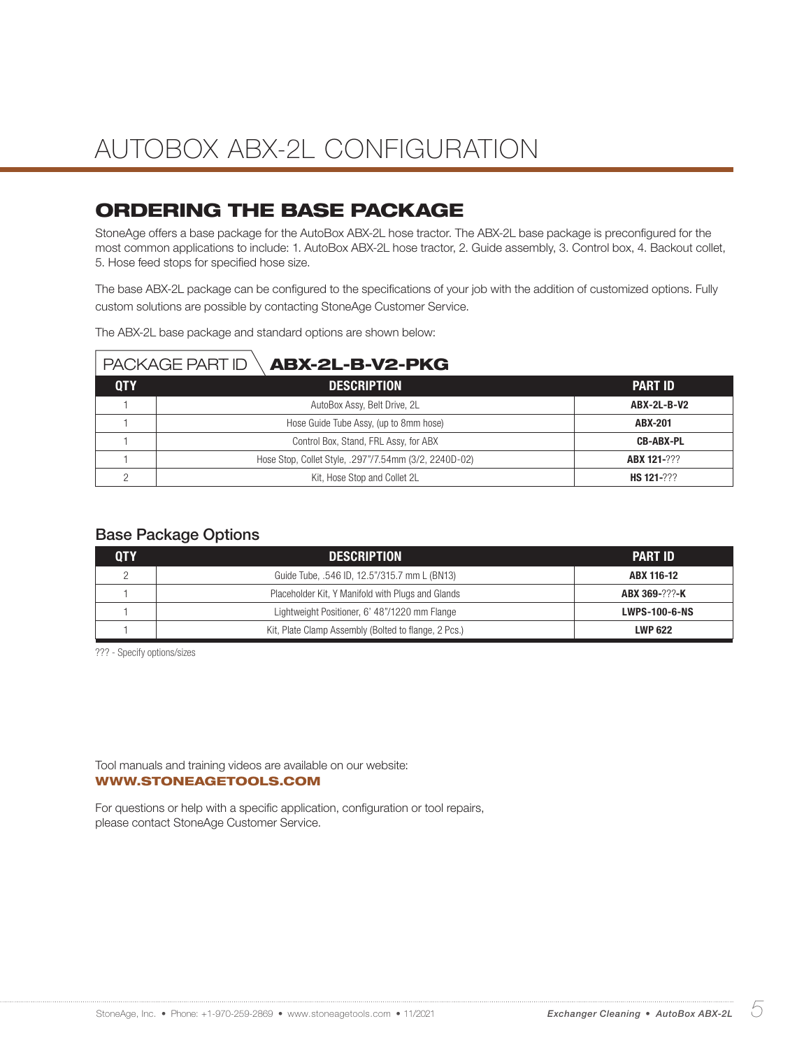# AUTOBOX ABX-2L CONFIGURATION

## ORDERING THE BASE PACKAGE

StoneAge offers a base package for the AutoBox ABX-2L hose tractor. The ABX-2L base package is preconfigured for the most common applications to include: 1. AutoBox ABX-2L hose tractor, 2. Guide assembly, 3. Control box, 4. Backout collet, 5. Hose feed stops for specified hose size.

The base ABX-2L package can be configured to the specifications of your job with the addition of customized options. Fully custom solutions are possible by contacting StoneAge Customer Service.

The ABX-2L base package and standard options are shown below:

PACKAGE PART ID **ABX-2L-B-V2-PKG**

| QTY | DESCRIPTION | PART ID |
|---|---|---|
| 1 | AutoBox Assy, Belt Drive, 2L | **ABX-2L-B-V2** |
| 1 | Hose Guide Tube Assy, (up to 8mm hose) | **ABX-201** |
| 1 | Control Box, Stand, FRL Assy, for ABX | **CB-ABX-PL** |
| 1 | Hose Stop, Collet Style, .297"/7.54mm (3/2, 2240D-02) | **ABX 121-**??? |
| 2 | Kit, Hose Stop and Collet 2L | **HS 121-**??? |

### Base Package Options

| QTY | DESCRIPTION | PART ID |
|---|---|---|
| 2 | Guide Tube, .546 ID, 12.5"/315.7 mm L (BN13) | **ABX 116-12** |
| 1 | Placeholder Kit, Y Manifold with Plugs and Glands | **ABX 369-**???**-K** |
| 1 | Lightweight Positioner, 6' 48"/1220 mm Flange | **LWPS-100-6-NS** |
| 1 | Kit, Plate Clamp Assembly (Bolted to flange, 2 Pcs.) | **LWP 622** |

??? - Specify options/sizes

Tool manuals and training videos are available on our website:
**WWW.STONEAGETOOLS.COM**

For questions or help with a specific application, configuration or tool repairs, please contact StoneAge Customer Service.